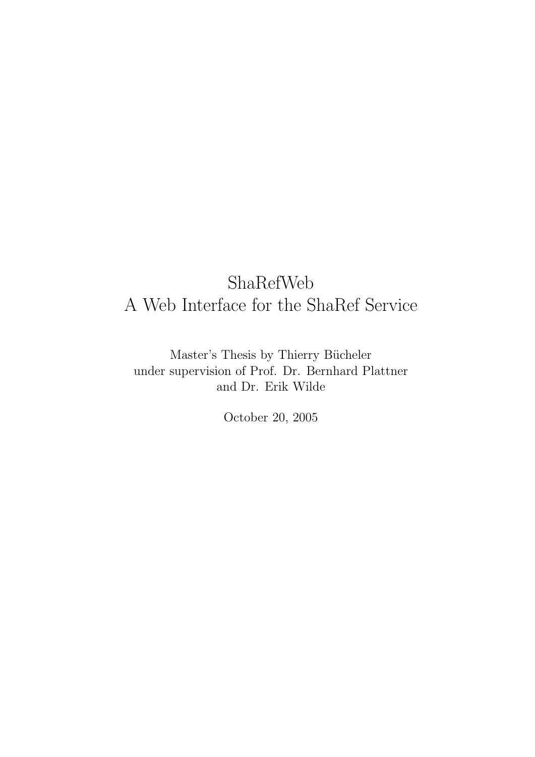# ShaRefWeb
# A Web Interface for the ShaRef Service

Master's Thesis by Thierry Bücheler
under supervision of Prof. Dr. Bernhard Plattner
and Dr. Erik Wilde

October 20, 2005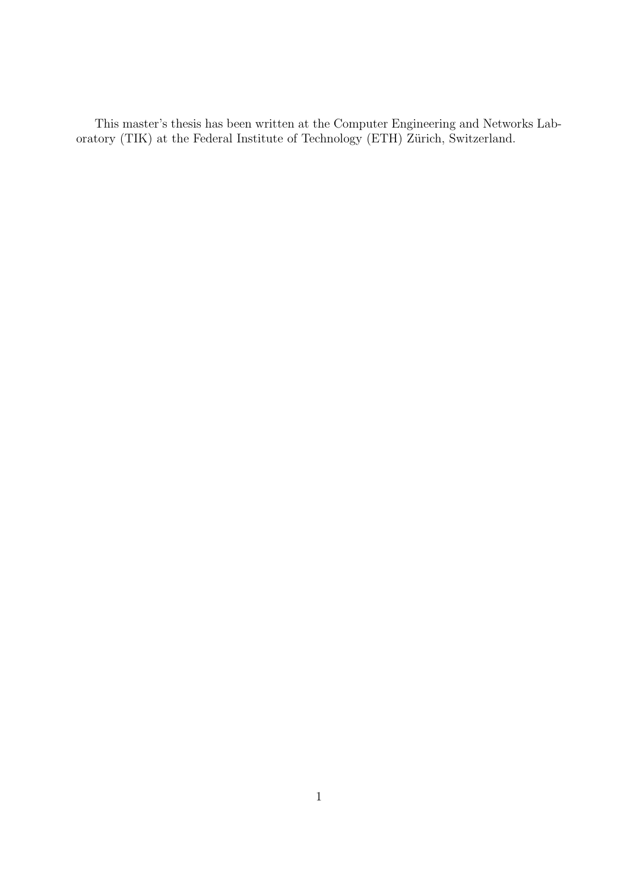This master's thesis has been written at the Computer Engineering and Networks Laboratory (TIK) at the Federal Institute of Technology (ETH) Zürich, Switzerland.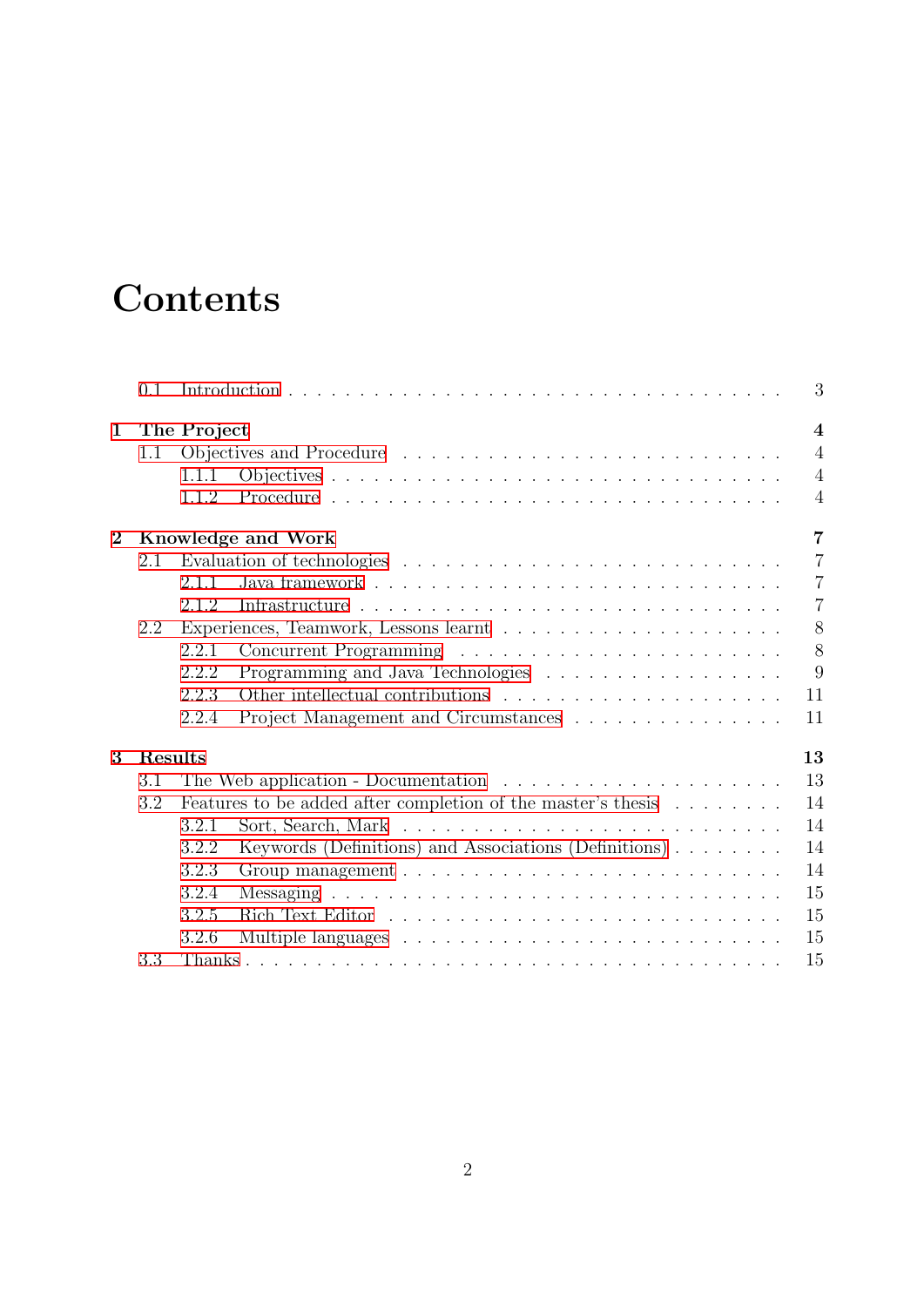# Contents

0.1 Introduction . . . . . . . . . . 3

**1 The Project** **4**

1.1 Objectives and Procedure . . . . . . . . . . 4

1.1.1 Objectives . . . . . . . . . . 4

1.1.2 Procedure . . . . . . . . . . 4

**2 Knowledge and Work** **7**

2.1 Evaluation of technologies . . . . . . . . . . 7

2.1.1 Java framework . . . . . . . . . . 7

2.1.2 Infrastructure . . . . . . . . . . 7

2.2 Experiences, Teamwork, Lessons learnt . . . . . . . . . . 8

2.2.1 Concurrent Programming . . . . . . . . . . 8

2.2.2 Programming and Java Technologies . . . . . . . . . . 9

2.2.3 Other intellectual contributions . . . . . . . . . . 11

2.2.4 Project Management and Circumstances . . . . . . . . . . 11

**3 Results** **13**

3.1 The Web application - Documentation . . . . . . . . . . 13

3.2 Features to be added after completion of the master's thesis . . . . . . . . . . 14

3.2.1 Sort, Search, Mark . . . . . . . . . . 14

3.2.2 Keywords (Definitions) and Associations (Definitions) . . . . . . . . . . 14

3.2.3 Group management . . . . . . . . . . 14

3.2.4 Messaging . . . . . . . . . . 15

3.2.5 Rich Text Editor . . . . . . . . . . 15

3.2.6 Multiple languages . . . . . . . . . . 15

3.3 Thanks . . . . . . . . . . 15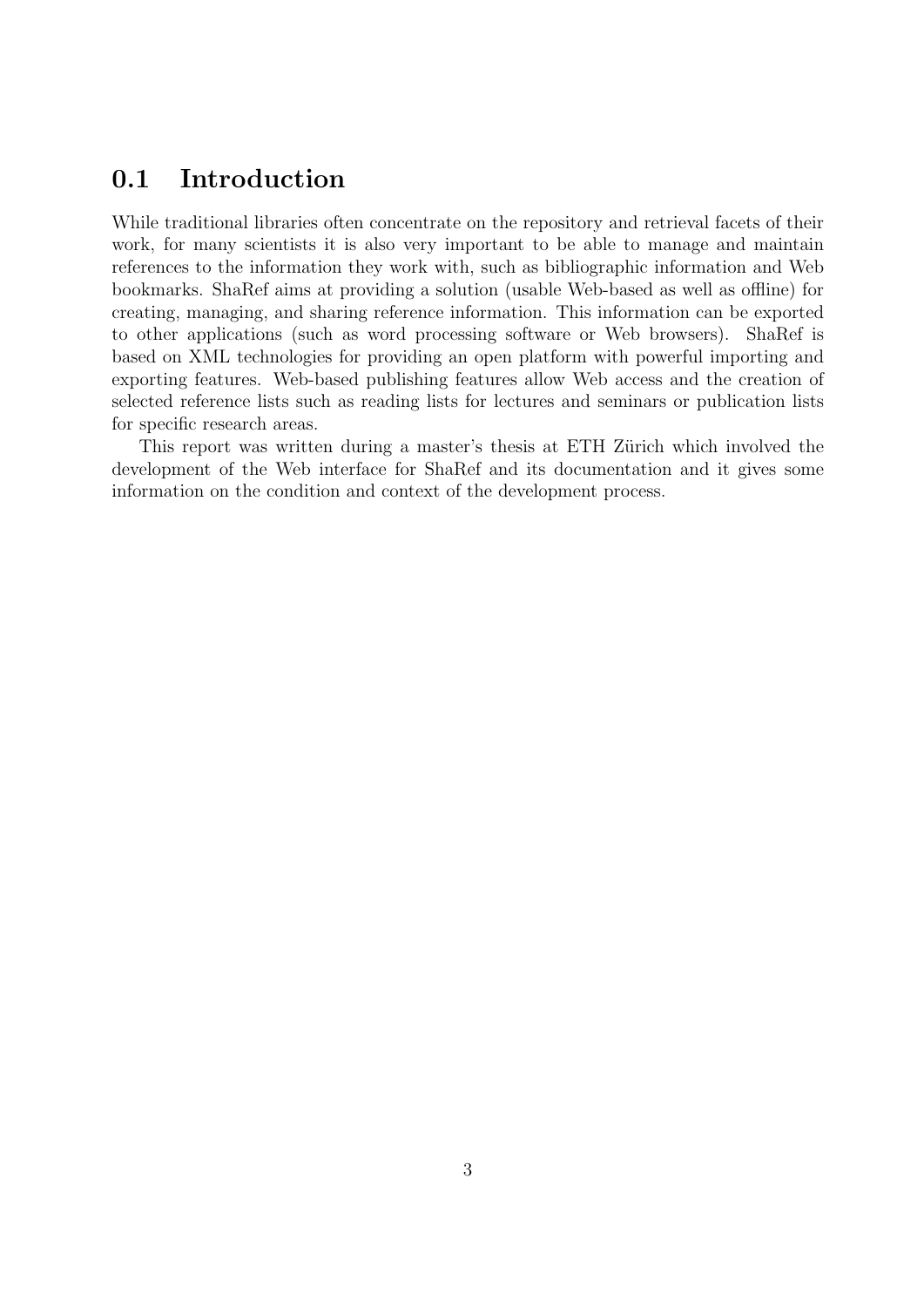## 0.1 Introduction

While traditional libraries often concentrate on the repository and retrieval facets of their work, for many scientists it is also very important to be able to manage and maintain references to the information they work with, such as bibliographic information and Web bookmarks. ShaRef aims at providing a solution (usable Web-based as well as offline) for creating, managing, and sharing reference information. This information can be exported to other applications (such as word processing software or Web browsers). ShaRef is based on XML technologies for providing an open platform with powerful importing and exporting features. Web-based publishing features allow Web access and the creation of selected reference lists such as reading lists for lectures and seminars or publication lists for specific research areas.

This report was written during a master's thesis at ETH Zürich which involved the development of the Web interface for ShaRef and its documentation and it gives some information on the condition and context of the development process.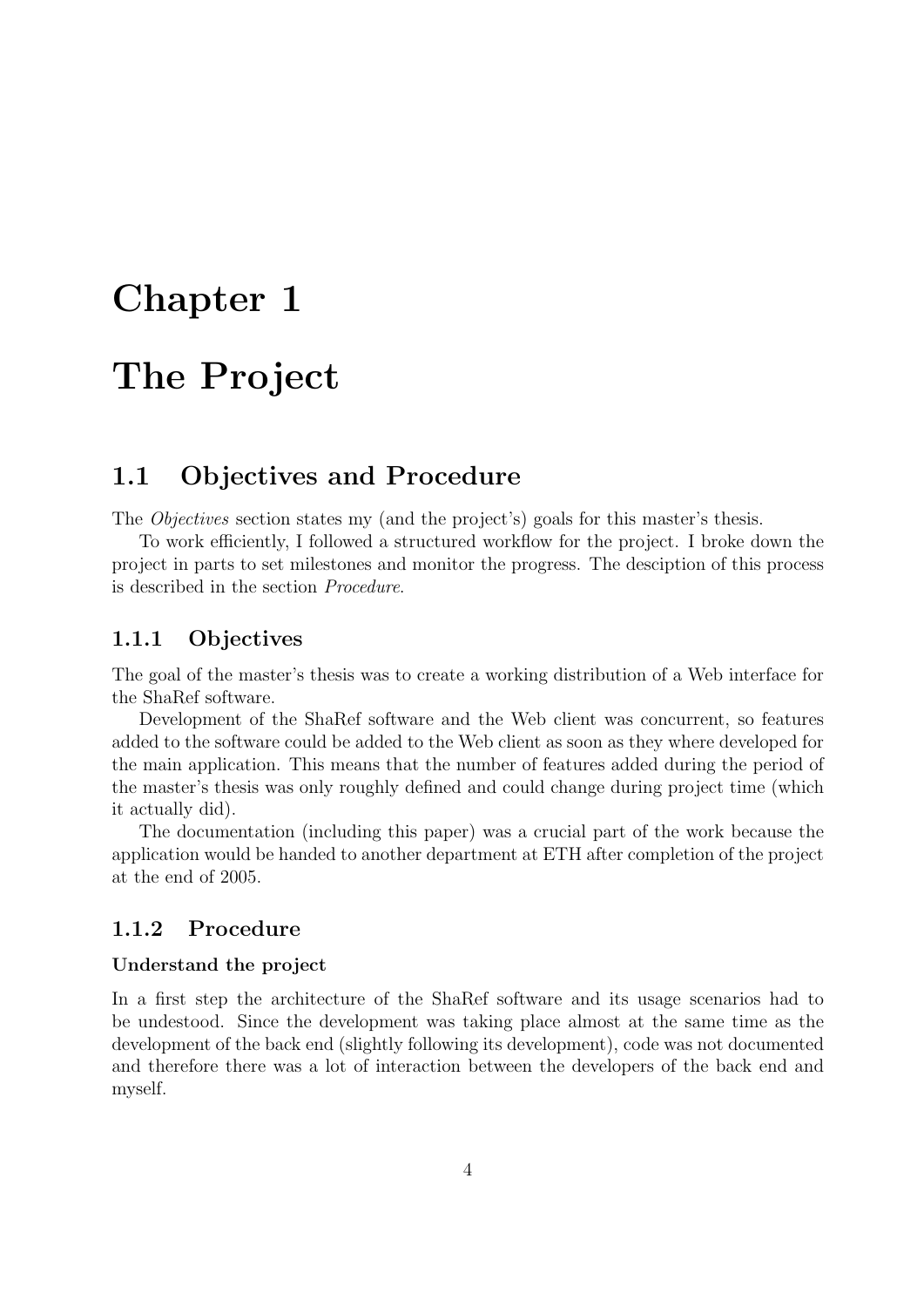# Chapter 1

# The Project

## 1.1 Objectives and Procedure

The *Objectives* section states my (and the project's) goals for this master's thesis.

To work efficiently, I followed a structured workflow for the project. I broke down the project in parts to set milestones and monitor the progress. The desciption of this process is described in the section *Procedure*.

### 1.1.1 Objectives

The goal of the master's thesis was to create a working distribution of a Web interface for the ShaRef software.

Development of the ShaRef software and the Web client was concurrent, so features added to the software could be added to the Web client as soon as they where developed for the main application. This means that the number of features added during the period of the master's thesis was only roughly defined and could change during project time (which it actually did).

The documentation (including this paper) was a crucial part of the work because the application would be handed to another department at ETH after completion of the project at the end of 2005.

### 1.1.2 Procedure

**Understand the project**

In a first step the architecture of the ShaRef software and its usage scenarios had to be undestood. Since the development was taking place almost at the same time as the development of the back end (slightly following its development), code was not documented and therefore there was a lot of interaction between the developers of the back end and myself.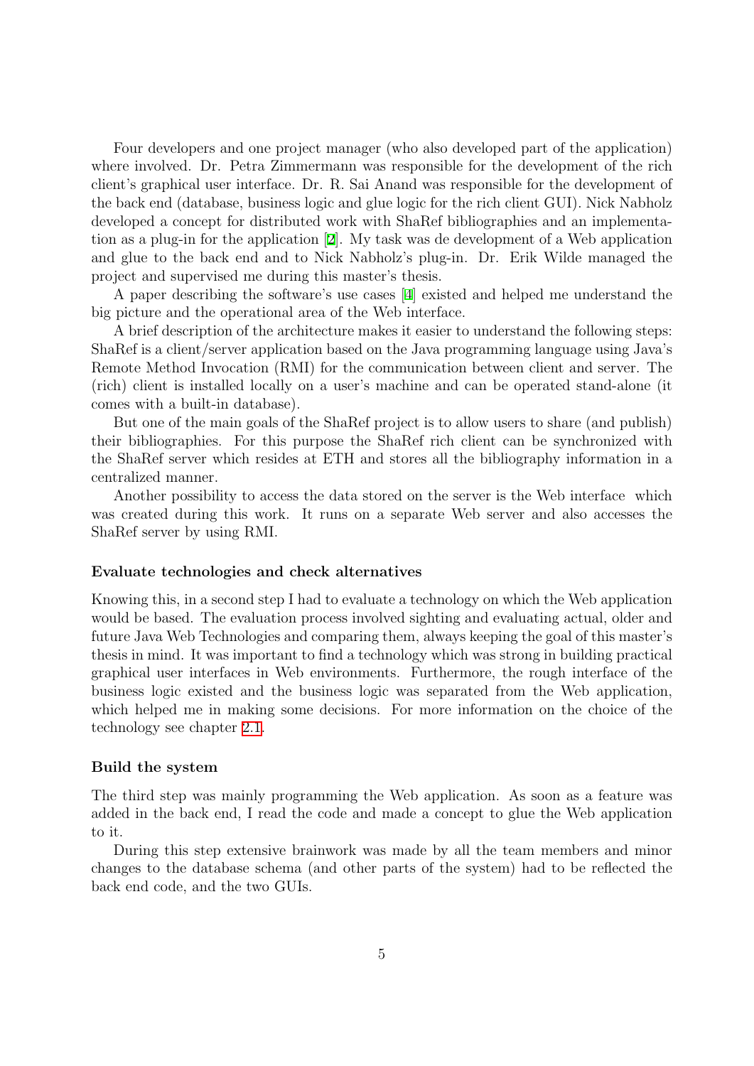Four developers and one project manager (who also developed part of the application) where involved. Dr. Petra Zimmermann was responsible for the development of the rich client's graphical user interface. Dr. R. Sai Anand was responsible for the development of the back end (database, business logic and glue logic for the rich client GUI). Nick Nabholz developed a concept for distributed work with ShaRef bibliographies and an implementation as a plug-in for the application [2]. My task was de development of a Web application and glue to the back end and to Nick Nabholz's plug-in. Dr. Erik Wilde managed the project and supervised me during this master's thesis.

A paper describing the software's use cases [4] existed and helped me understand the big picture and the operational area of the Web interface.

A brief description of the architecture makes it easier to understand the following steps: ShaRef is a client/server application based on the Java programming language using Java's Remote Method Invocation (RMI) for the communication between client and server. The (rich) client is installed locally on a user's machine and can be operated stand-alone (it comes with a built-in database).

But one of the main goals of the ShaRef project is to allow users to share (and publish) their bibliographies. For this purpose the ShaRef rich client can be synchronized with the ShaRef server which resides at ETH and stores all the bibliography information in a centralized manner.

Another possibility to access the data stored on the server is the Web interface which was created during this work. It runs on a separate Web server and also accesses the ShaRef server by using RMI.

**Evaluate technologies and check alternatives**

Knowing this, in a second step I had to evaluate a technology on which the Web application would be based. The evaluation process involved sighting and evaluating actual, older and future Java Web Technologies and comparing them, always keeping the goal of this master's thesis in mind. It was important to find a technology which was strong in building practical graphical user interfaces in Web environments. Furthermore, the rough interface of the business logic existed and the business logic was separated from the Web application, which helped me in making some decisions. For more information on the choice of the technology see chapter 2.1.

**Build the system**

The third step was mainly programming the Web application. As soon as a feature was added in the back end, I read the code and made a concept to glue the Web application to it.

During this step extensive brainwork was made by all the team members and minor changes to the database schema (and other parts of the system) had to be reflected the back end code, and the two GUIs.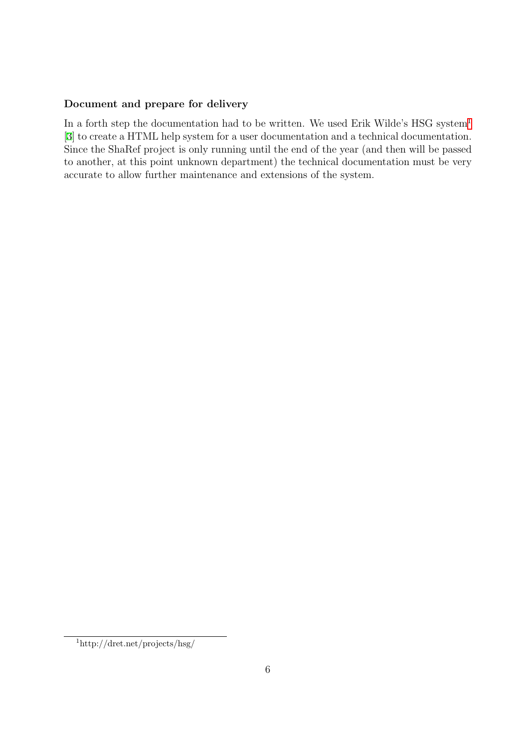### Document and prepare for delivery

In a forth step the documentation had to be written. We used Erik Wilde's HSG system[1] [3] to create a HTML help system for a user documentation and a technical documentation. Since the ShaRef project is only running until the end of the year (and then will be passed to another, at this point unknown department) the technical documentation must be very accurate to allow further maintenance and extensions of the system.

---

[1] http://dret.net/projects/hsg/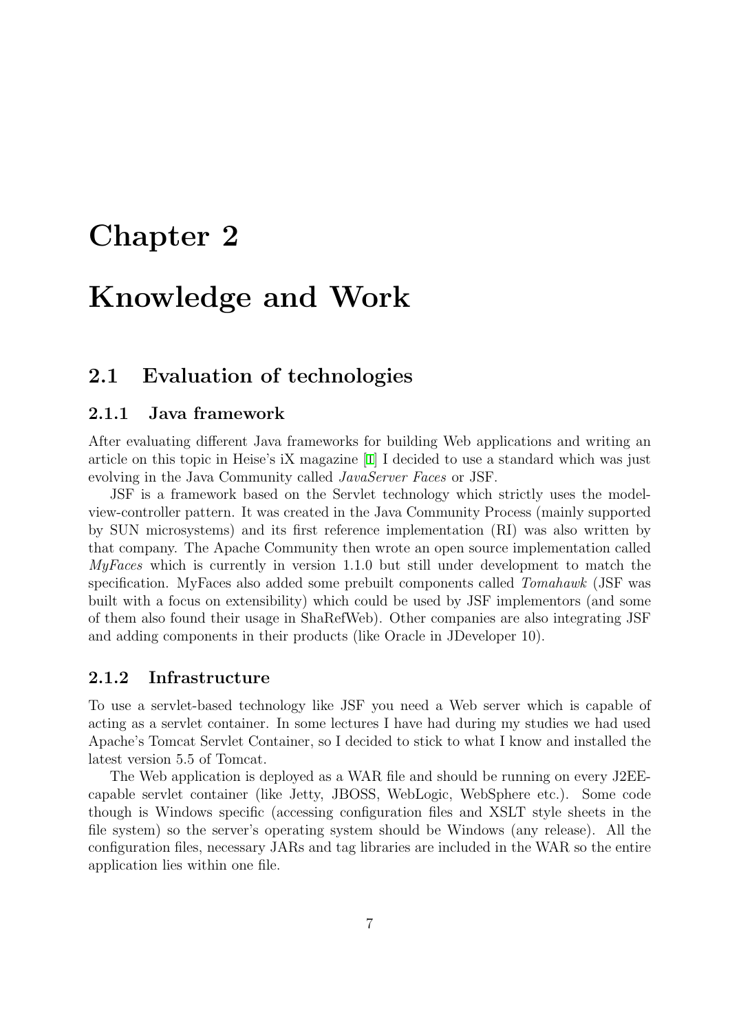# Chapter 2

# Knowledge and Work

## 2.1 Evaluation of technologies

### 2.1.1 Java framework

After evaluating different Java frameworks for building Web applications and writing an article on this topic in Heise's iX magazine [1] I decided to use a standard which was just evolving in the Java Community called *JavaServer Faces* or JSF.

JSF is a framework based on the Servlet technology which strictly uses the model-view-controller pattern. It was created in the Java Community Process (mainly supported by SUN microsystems) and its first reference implementation (RI) was also written by that company. The Apache Community then wrote an open source implementation called *MyFaces* which is currently in version 1.1.0 but still under development to match the specification. MyFaces also added some prebuilt components called *Tomahawk* (JSF was built with a focus on extensibility) which could be used by JSF implementors (and some of them also found their usage in ShaRefWeb). Other companies are also integrating JSF and adding components in their products (like Oracle in JDeveloper 10).

### 2.1.2 Infrastructure

To use a servlet-based technology like JSF you need a Web server which is capable of acting as a servlet container. In some lectures I have had during my studies we had used Apache's Tomcat Servlet Container, so I decided to stick to what I know and installed the latest version 5.5 of Tomcat.

The Web application is deployed as a WAR file and should be running on every J2EE-capable servlet container (like Jetty, JBOSS, WebLogic, WebSphere etc.). Some code though is Windows specific (accessing configuration files and XSLT style sheets in the file system) so the server's operating system should be Windows (any release). All the configuration files, necessary JARs and tag libraries are included in the WAR so the entire application lies within one file.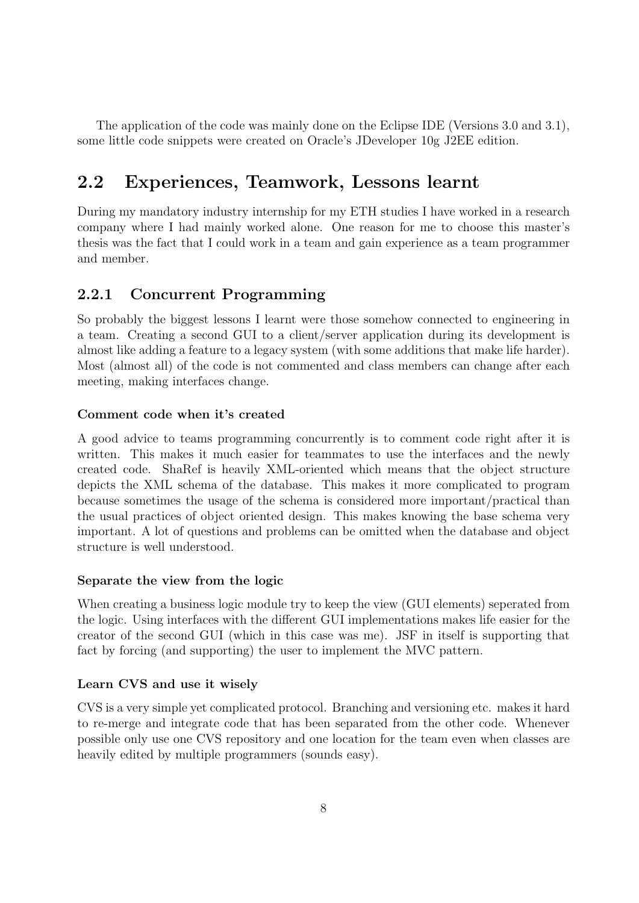The application of the code was mainly done on the Eclipse IDE (Versions 3.0 and 3.1), some little code snippets were created on Oracle's JDeveloper 10g J2EE edition.

## 2.2 Experiences, Teamwork, Lessons learnt

During my mandatory industry internship for my ETH studies I have worked in a research company where I had mainly worked alone. One reason for me to choose this master's thesis was the fact that I could work in a team and gain experience as a team programmer and member.

### 2.2.1 Concurrent Programming

So probably the biggest lessons I learnt were those somehow connected to engineering in a team. Creating a second GUI to a client/server application during its development is almost like adding a feature to a legacy system (with some additions that make life harder). Most (almost all) of the code is not commented and class members can change after each meeting, making interfaces change.

#### Comment code when it's created

A good advice to teams programming concurrently is to comment code right after it is written. This makes it much easier for teammates to use the interfaces and the newly created code. ShaRef is heavily XML-oriented which means that the object structure depicts the XML schema of the database. This makes it more complicated to program because sometimes the usage of the schema is considered more important/practical than the usual practices of object oriented design. This makes knowing the base schema very important. A lot of questions and problems can be omitted when the database and object structure is well understood.

#### Separate the view from the logic

When creating a business logic module try to keep the view (GUI elements) seperated from the logic. Using interfaces with the different GUI implementations makes life easier for the creator of the second GUI (which in this case was me). JSF in itself is supporting that fact by forcing (and supporting) the user to implement the MVC pattern.

#### Learn CVS and use it wisely

CVS is a very simple yet complicated protocol. Branching and versioning etc. makes it hard to re-merge and integrate code that has been separated from the other code. Whenever possible only use one CVS repository and one location for the team even when classes are heavily edited by multiple programmers (sounds easy).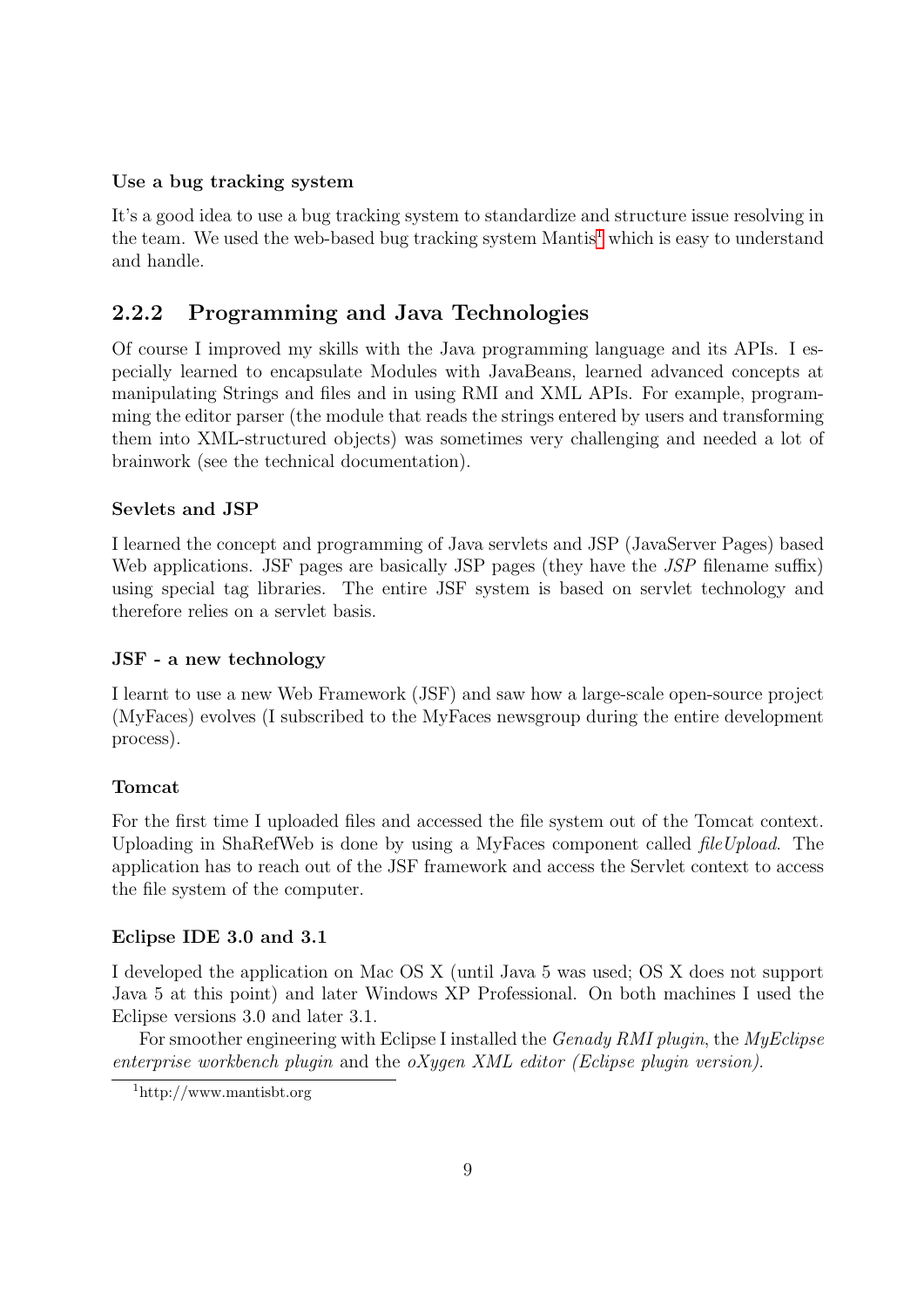#### Use a bug tracking system

It's a good idea to use a bug tracking system to standardize and structure issue resolving in the team. We used the web-based bug tracking system Mantis[1] which is easy to understand and handle.

### 2.2.2 Programming and Java Technologies

Of course I improved my skills with the Java programming language and its APIs. I especially learned to encapsulate Modules with JavaBeans, learned advanced concepts at manipulating Strings and files and in using RMI and XML APIs. For example, programming the editor parser (the module that reads the strings entered by users and transforming them into XML-structured objects) was sometimes very challenging and needed a lot of brainwork (see the technical documentation).

#### Sevlets and JSP

I learned the concept and programming of Java servlets and JSP (JavaServer Pages) based Web applications. JSF pages are basically JSP pages (they have the *JSP* filename suffix) using special tag libraries. The entire JSF system is based on servlet technology and therefore relies on a servlet basis.

#### JSF - a new technology

I learnt to use a new Web Framework (JSF) and saw how a large-scale open-source project (MyFaces) evolves (I subscribed to the MyFaces newsgroup during the entire development process).

#### Tomcat

For the first time I uploaded files and accessed the file system out of the Tomcat context. Uploading in ShaRefWeb is done by using a MyFaces component called *fileUpload*. The application has to reach out of the JSF framework and access the Servlet context to access the file system of the computer.

#### Eclipse IDE 3.0 and 3.1

I developed the application on Mac OS X (until Java 5 was used; OS X does not support Java 5 at this point) and later Windows XP Professional. On both machines I used the Eclipse versions 3.0 and later 3.1.

For smoother engineering with Eclipse I installed the *Genady RMI plugin*, the *MyEclipse enterprise workbench plugin* and the *oXygen XML editor (Eclipse plugin version)*.

[1] http://www.mantisbt.org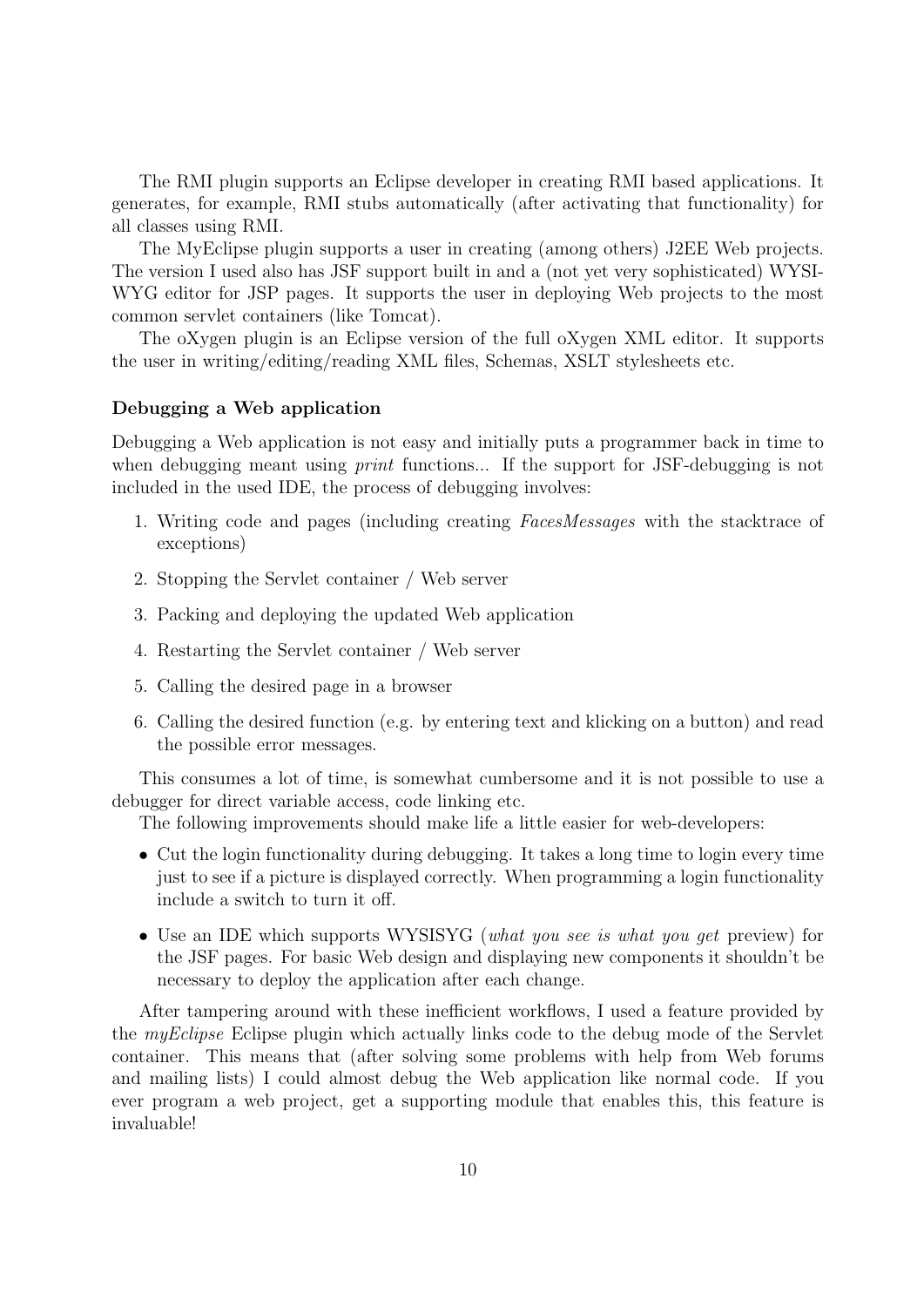The RMI plugin supports an Eclipse developer in creating RMI based applications. It generates, for example, RMI stubs automatically (after activating that functionality) for all classes using RMI.

The MyEclipse plugin supports a user in creating (among others) J2EE Web projects. The version I used also has JSF support built in and a (not yet very sophisticated) WYSIWYG editor for JSP pages. It supports the user in deploying Web projects to the most common servlet containers (like Tomcat).

The oXygen plugin is an Eclipse version of the full oXygen XML editor. It supports the user in writing/editing/reading XML files, Schemas, XSLT stylesheets etc.

**Debugging a Web application**

Debugging a Web application is not easy and initially puts a programmer back in time to when debugging meant using *print* functions... If the support for JSF-debugging is not included in the used IDE, the process of debugging involves:

1. Writing code and pages (including creating *FacesMessages* with the stacktrace of exceptions)
2. Stopping the Servlet container / Web server
3. Packing and deploying the updated Web application
4. Restarting the Servlet container / Web server
5. Calling the desired page in a browser
6. Calling the desired function (e.g. by entering text and klicking on a button) and read the possible error messages.

This consumes a lot of time, is somewhat cumbersome and it is not possible to use a debugger for direct variable access, code linking etc.

The following improvements should make life a little easier for web-developers:

- Cut the login functionality during debugging. It takes a long time to login every time just to see if a picture is displayed correctly. When programming a login functionality include a switch to turn it off.
- Use an IDE which supports WYSISYG (*what you see is what you get* preview) for the JSF pages. For basic Web design and displaying new components it shouldn't be necessary to deploy the application after each change.

After tampering around with these inefficient workflows, I used a feature provided by the *myEclipse* Eclipse plugin which actually links code to the debug mode of the Servlet container. This means that (after solving some problems with help from Web forums and mailing lists) I could almost debug the Web application like normal code. If you ever program a web project, get a supporting module that enables this, this feature is invaluable!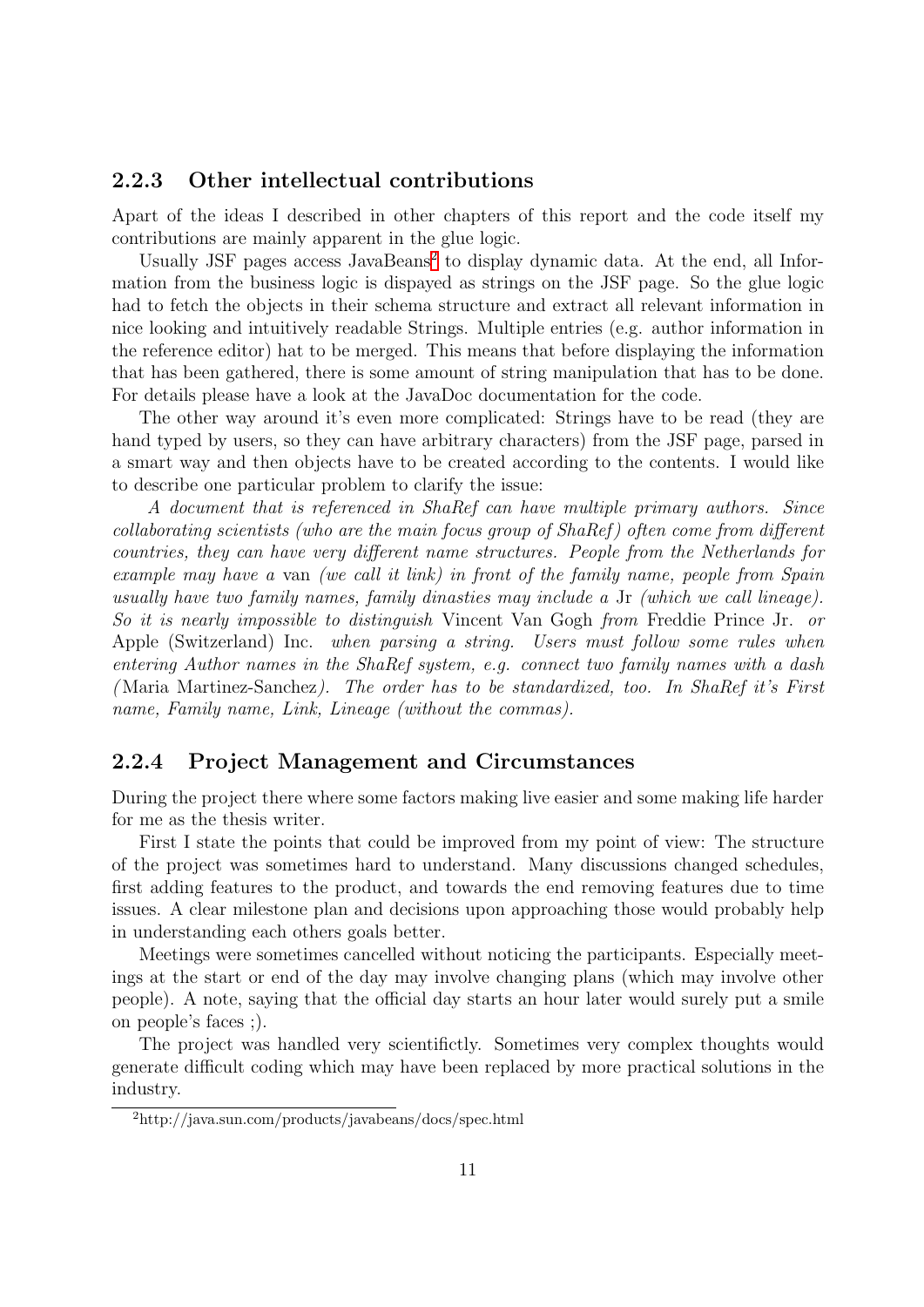### 2.2.3 Other intellectual contributions

Apart of the ideas I described in other chapters of this report and the code itself my contributions are mainly apparent in the glue logic.

Usually JSF pages access JavaBeans[2] to display dynamic data. At the end, all Information from the business logic is dispayed as strings on the JSF page. So the glue logic had to fetch the objects in their schema structure and extract all relevant information in nice looking and intuitively readable Strings. Multiple entries (e.g. author information in the reference editor) hat to be merged. This means that before displaying the information that has been gathered, there is some amount of string manipulation that has to be done. For details please have a look at the JavaDoc documentation for the code.

The other way around it's even more complicated: Strings have to be read (they are hand typed by users, so they can have arbitrary characters) from the JSF page, parsed in a smart way and then objects have to be created according to the contents. I would like to describe one particular problem to clarify the issue:

*A document that is referenced in ShaRef can have multiple primary authors. Since collaborating scientists (who are the main focus group of ShaRef) often come from different countries, they can have very different name structures. People from the Netherlands for example may have a* van *(we call it link) in front of the family name, people from Spain usually have two family names, family dinasties may include a* Jr *(which we call lineage). So it is nearly impossible to distinguish* Vincent Van Gogh *from* Freddie Prince Jr. *or* Apple (Switzerland) Inc. *when parsing a string. Users must follow some rules when entering Author names in the ShaRef system, e.g. connect two family names with a dash (*Maria Martinez-Sanchez*). The order has to be standardized, too. In ShaRef it's First name, Family name, Link, Lineage (without the commas).*

### 2.2.4 Project Management and Circumstances

During the project there where some factors making live easier and some making life harder for me as the thesis writer.

First I state the points that could be improved from my point of view: The structure of the project was sometimes hard to understand. Many discussions changed schedules, first adding features to the product, and towards the end removing features due to time issues. A clear milestone plan and decisions upon approaching those would probably help in understanding each others goals better.

Meetings were sometimes cancelled without noticing the participants. Especially meetings at the start or end of the day may involve changing plans (which may involve other people). A note, saying that the official day starts an hour later would surely put a smile on people's faces ;).

The project was handled very scientifictly. Sometimes very complex thoughts would generate difficult coding which may have been replaced by more practical solutions in the industry.

[2] http://java.sun.com/products/javabeans/docs/spec.html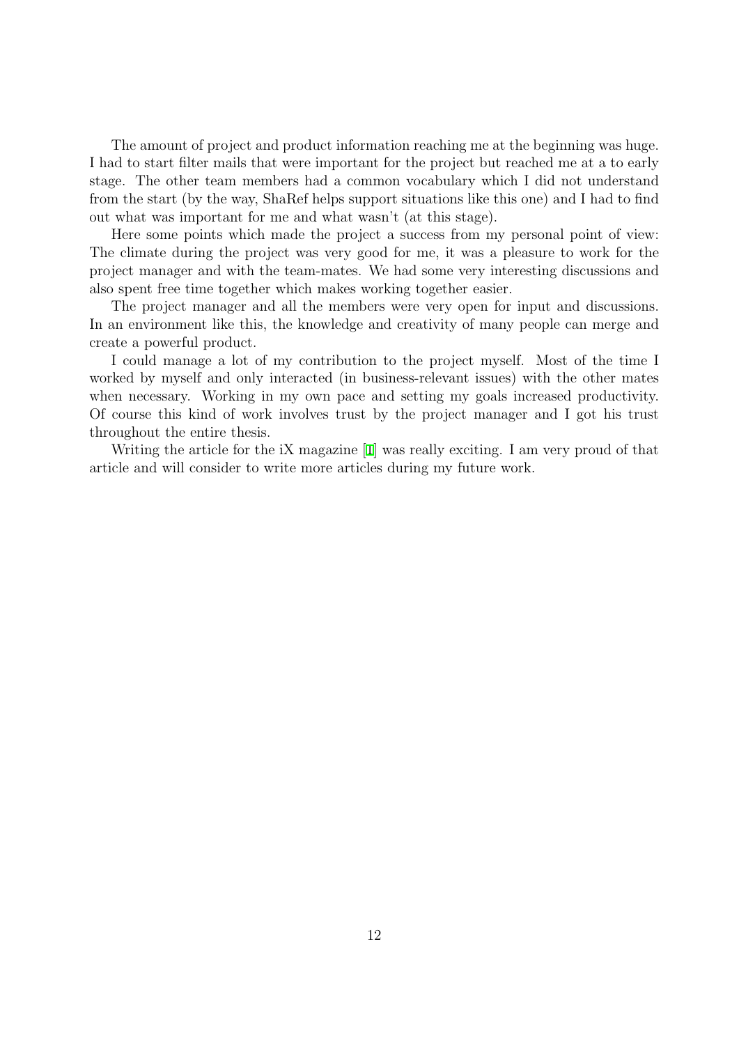The amount of project and product information reaching me at the beginning was huge. I had to start filter mails that were important for the project but reached me at a to early stage. The other team members had a common vocabulary which I did not understand from the start (by the way, ShaRef helps support situations like this one) and I had to find out what was important for me and what wasn't (at this stage).

Here some points which made the project a success from my personal point of view: The climate during the project was very good for me, it was a pleasure to work for the project manager and with the team-mates. We had some very interesting discussions and also spent free time together which makes working together easier.

The project manager and all the members were very open for input and discussions. In an environment like this, the knowledge and creativity of many people can merge and create a powerful product.

I could manage a lot of my contribution to the project myself. Most of the time I worked by myself and only interacted (in business-relevant issues) with the other mates when necessary. Working in my own pace and setting my goals increased productivity. Of course this kind of work involves trust by the project manager and I got his trust throughout the entire thesis.

Writing the article for the iX magazine [1] was really exciting. I am very proud of that article and will consider to write more articles during my future work.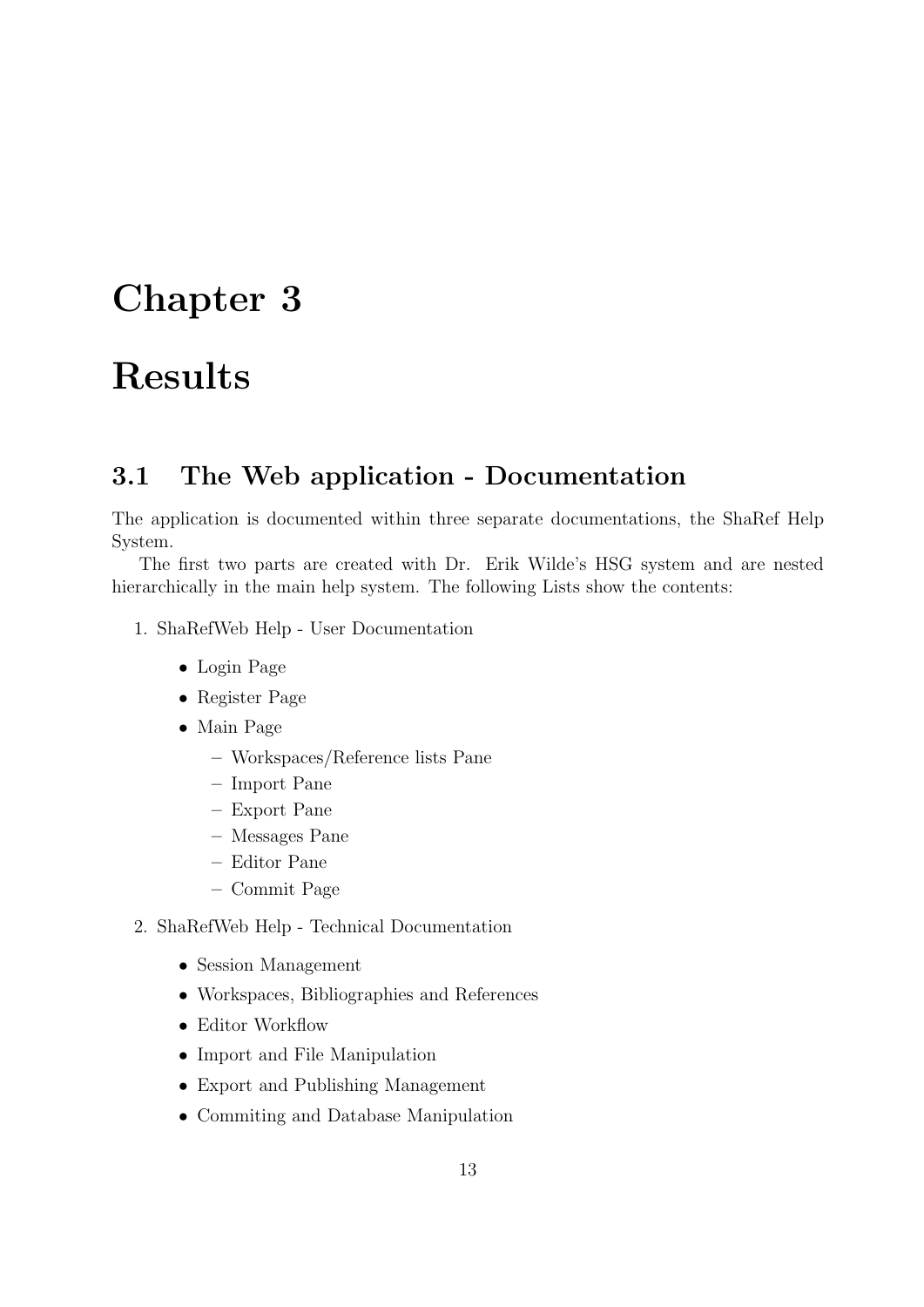# Chapter 3

# Results

## 3.1 The Web application - Documentation

The application is documented within three separate documentations, the ShaRef Help System.

The first two parts are created with Dr. Erik Wilde's HSG system and are nested hierarchically in the main help system. The following Lists show the contents:

1. ShaRefWeb Help - User Documentation
   - Login Page
   - Register Page
   - Main Page
     - Workspaces/Reference lists Pane
     - Import Pane
     - Export Pane
     - Messages Pane
     - Editor Pane
     - Commit Page
2. ShaRefWeb Help - Technical Documentation
   - Session Management
   - Workspaces, Bibliographies and References
   - Editor Workflow
   - Import and File Manipulation
   - Export and Publishing Management
   - Commiting and Database Manipulation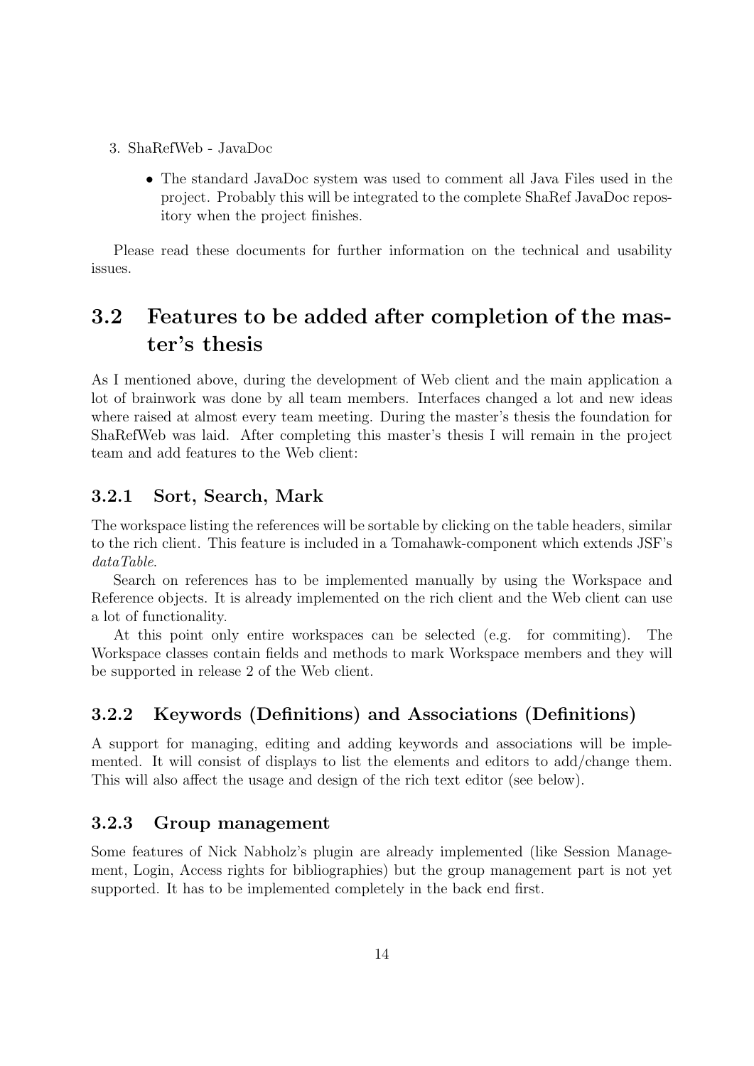3. ShaRefWeb - JavaDoc

    - The standard JavaDoc system was used to comment all Java Files used in the project. Probably this will be integrated to the complete ShaRef JavaDoc repository when the project finishes.

Please read these documents for further information on the technical and usability issues.

## 3.2 Features to be added after completion of the master's thesis

As I mentioned above, during the development of Web client and the main application a lot of brainwork was done by all team members. Interfaces changed a lot and new ideas where raised at almost every team meeting. During the master's thesis the foundation for ShaRefWeb was laid. After completing this master's thesis I will remain in the project team and add features to the Web client:

### 3.2.1 Sort, Search, Mark

The workspace listing the references will be sortable by clicking on the table headers, similar to the rich client. This feature is included in a Tomahawk-component which extends JSF's *dataTable*.

Search on references has to be implemented manually by using the Workspace and Reference objects. It is already implemented on the rich client and the Web client can use a lot of functionality.

At this point only entire workspaces can be selected (e.g. for commiting). The Workspace classes contain fields and methods to mark Workspace members and they will be supported in release 2 of the Web client.

### 3.2.2 Keywords (Definitions) and Associations (Definitions)

A support for managing, editing and adding keywords and associations will be implemented. It will consist of displays to list the elements and editors to add/change them. This will also affect the usage and design of the rich text editor (see below).

### 3.2.3 Group management

Some features of Nick Nabholz's plugin are already implemented (like Session Management, Login, Access rights for bibliographies) but the group management part is not yet supported. It has to be implemented completely in the back end first.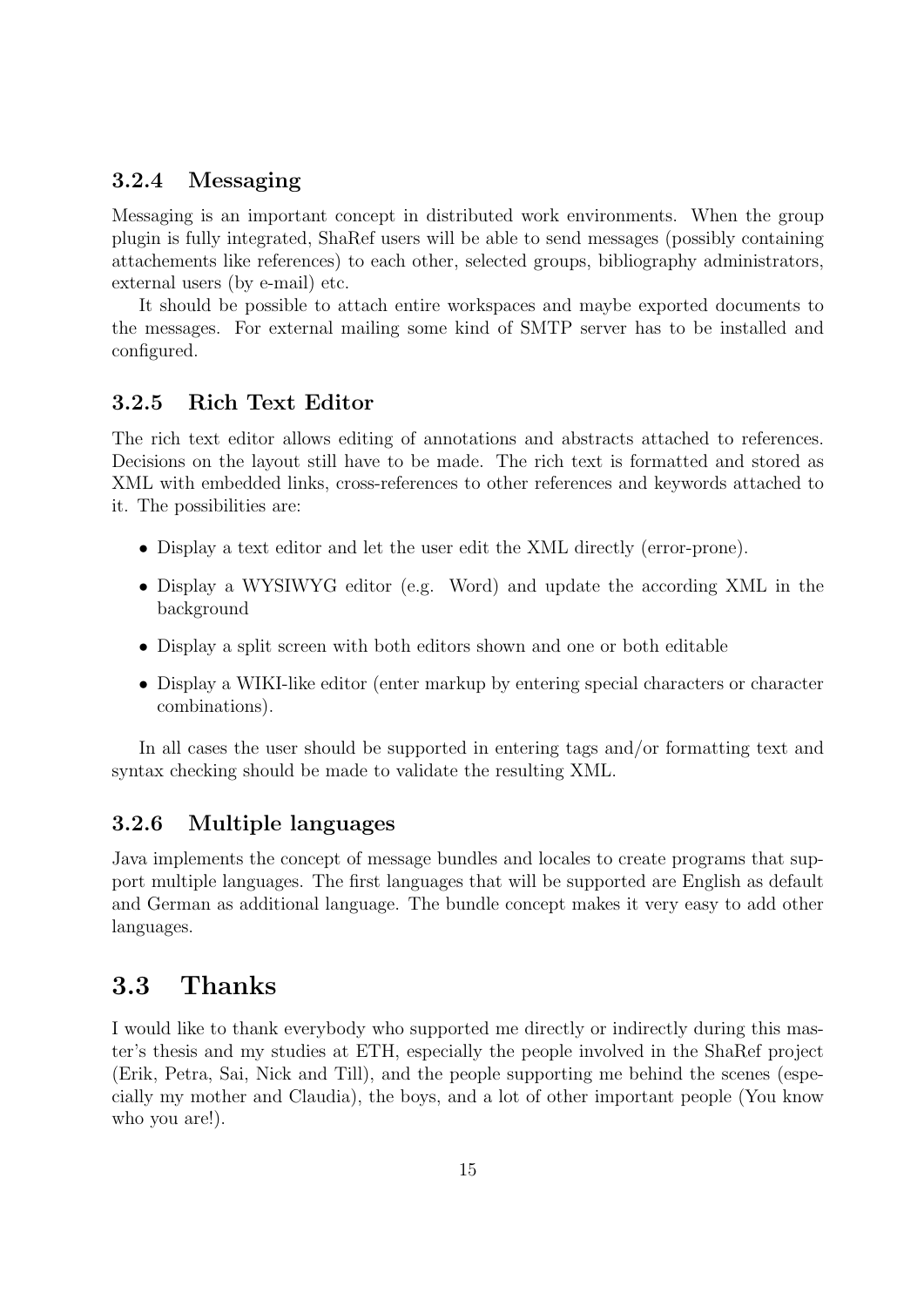### 3.2.4 Messaging

Messaging is an important concept in distributed work environments. When the group plugin is fully integrated, ShaRef users will be able to send messages (possibly containing attachements like references) to each other, selected groups, bibliography administrators, external users (by e-mail) etc.

It should be possible to attach entire workspaces and maybe exported documents to the messages. For external mailing some kind of SMTP server has to be installed and configured.

### 3.2.5 Rich Text Editor

The rich text editor allows editing of annotations and abstracts attached to references. Decisions on the layout still have to be made. The rich text is formatted and stored as XML with embedded links, cross-references to other references and keywords attached to it. The possibilities are:

- Display a text editor and let the user edit the XML directly (error-prone).
- Display a WYSIWYG editor (e.g. Word) and update the according XML in the background
- Display a split screen with both editors shown and one or both editable
- Display a WIKI-like editor (enter markup by entering special characters or character combinations).

In all cases the user should be supported in entering tags and/or formatting text and syntax checking should be made to validate the resulting XML.

### 3.2.6 Multiple languages

Java implements the concept of message bundles and locales to create programs that support multiple languages. The first languages that will be supported are English as default and German as additional language. The bundle concept makes it very easy to add other languages.

## 3.3 Thanks

I would like to thank everybody who supported me directly or indirectly during this master's thesis and my studies at ETH, especially the people involved in the ShaRef project (Erik, Petra, Sai, Nick and Till), and the people supporting me behind the scenes (especially my mother and Claudia), the boys, and a lot of other important people (You know who you are!).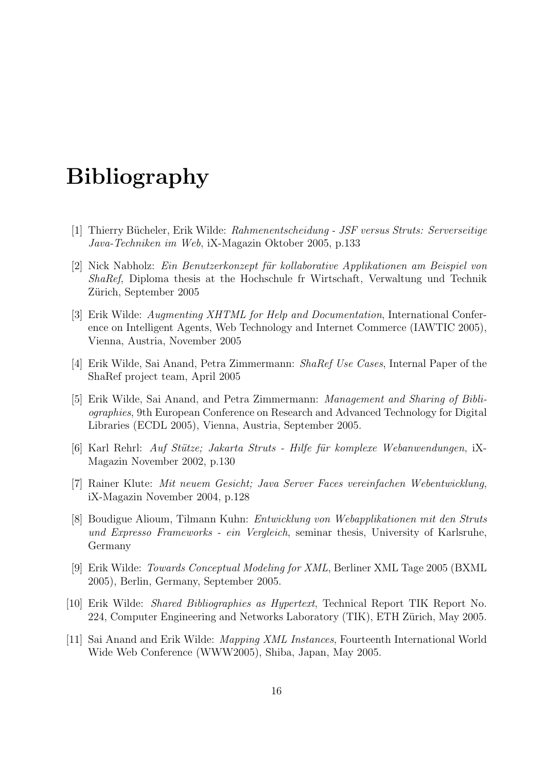# Bibliography

[1] Thierry Bücheler, Erik Wilde: *Rahmenentscheidung - JSF versus Struts: Serverseitige Java-Techniken im Web*, iX-Magazin Oktober 2005, p.133

[2] Nick Nabholz: *Ein Benutzerkonzept für kollaborative Applikationen am Beispiel von ShaRef*, Diploma thesis at the Hochschule fr Wirtschaft, Verwaltung und Technik Zürich, September 2005

[3] Erik Wilde: *Augmenting XHTML for Help and Documentation*, International Conference on Intelligent Agents, Web Technology and Internet Commerce (IAWTIC 2005), Vienna, Austria, November 2005

[4] Erik Wilde, Sai Anand, Petra Zimmermann: *ShaRef Use Cases*, Internal Paper of the ShaRef project team, April 2005

[5] Erik Wilde, Sai Anand, and Petra Zimmermann: *Management and Sharing of Bibliographies*, 9th European Conference on Research and Advanced Technology for Digital Libraries (ECDL 2005), Vienna, Austria, September 2005.

[6] Karl Rehrl: *Auf Stütze; Jakarta Struts - Hilfe für komplexe Webanwendungen*, iX-Magazin November 2002, p.130

[7] Rainer Klute: *Mit neuem Gesicht; Java Server Faces vereinfachen Webentwicklung*, iX-Magazin November 2004, p.128

[8] Boudigue Alioum, Tilmann Kuhn: *Entwicklung von Webapplikationen mit den Struts und Expresso Frameworks - ein Vergleich*, seminar thesis, University of Karlsruhe, Germany

[9] Erik Wilde: *Towards Conceptual Modeling for XML*, Berliner XML Tage 2005 (BXML 2005), Berlin, Germany, September 2005.

[10] Erik Wilde: *Shared Bibliographies as Hypertext*, Technical Report TIK Report No. 224, Computer Engineering and Networks Laboratory (TIK), ETH Zürich, May 2005.

[11] Sai Anand and Erik Wilde: *Mapping XML Instances*, Fourteenth International World Wide Web Conference (WWW2005), Shiba, Japan, May 2005.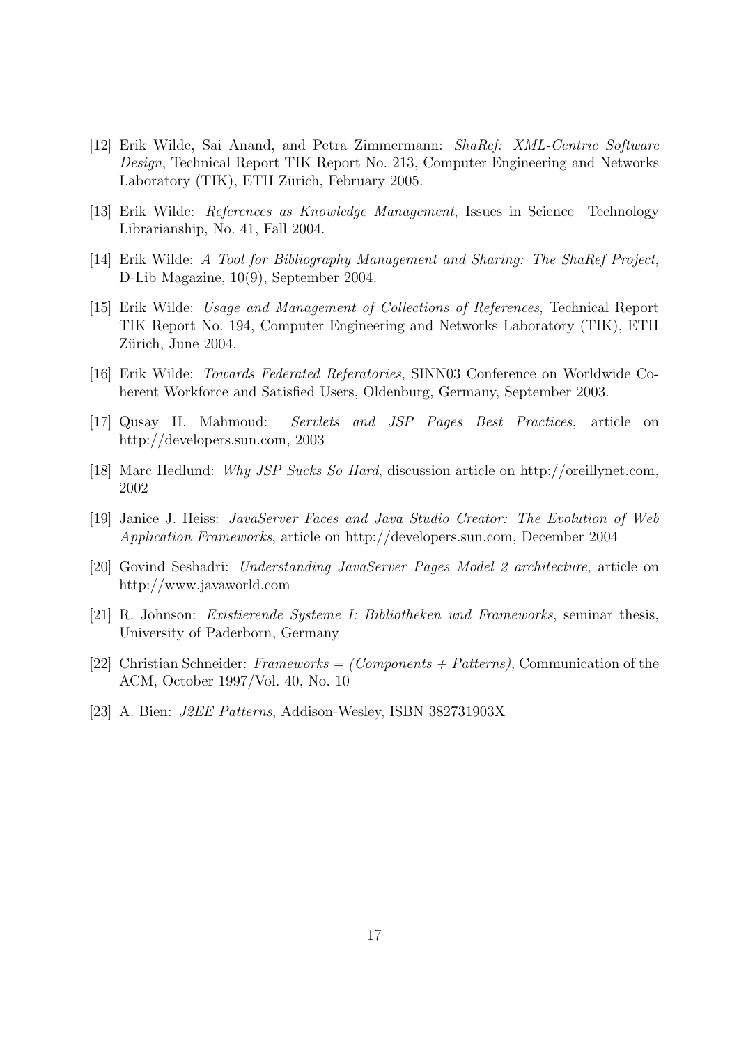[12] Erik Wilde, Sai Anand, and Petra Zimmermann: *ShaRef: XML-Centric Software Design*, Technical Report TIK Report No. 213, Computer Engineering and Networks Laboratory (TIK), ETH Zürich, February 2005.

[13] Erik Wilde: *References as Knowledge Management*, Issues in Science Technology Librarianship, No. 41, Fall 2004.

[14] Erik Wilde: *A Tool for Bibliography Management and Sharing: The ShaRef Project*, D-Lib Magazine, 10(9), September 2004.

[15] Erik Wilde: *Usage and Management of Collections of References*, Technical Report TIK Report No. 194, Computer Engineering and Networks Laboratory (TIK), ETH Zürich, June 2004.

[16] Erik Wilde: *Towards Federated Referatories*, SINN03 Conference on Worldwide Coherent Workforce and Satisfied Users, Oldenburg, Germany, September 2003.

[17] Qusay H. Mahmoud: *Servlets and JSP Pages Best Practices*, article on http://developers.sun.com, 2003

[18] Marc Hedlund: *Why JSP Sucks So Hard*, discussion article on http://oreillynet.com, 2002

[19] Janice J. Heiss: *JavaServer Faces and Java Studio Creator: The Evolution of Web Application Frameworks*, article on http://developers.sun.com, December 2004

[20] Govind Seshadri: *Understanding JavaServer Pages Model 2 architecture*, article on http://www.javaworld.com

[21] R. Johnson: *Existierende Systeme I: Bibliotheken und Frameworks*, seminar thesis, University of Paderborn, Germany

[22] Christian Schneider: *Frameworks = (Components + Patterns)*, Communication of the ACM, October 1997/Vol. 40, No. 10

[23] A. Bien: *J2EE Patterns*, Addison-Wesley, ISBN 382731903X